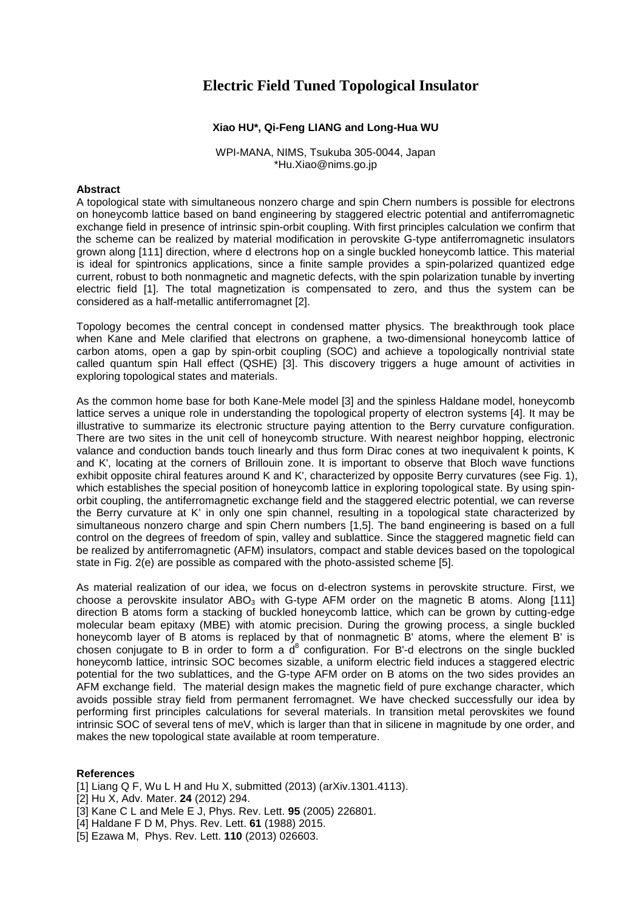# Electric Field Tuned Topological Insulator

**Xiao HU\*, Qi-Feng LIANG and Long-Hua WU**

WPI-MANA, NIMS, Tsukuba 305-0044, Japan
\*Hu.Xiao@nims.go.jp

**Abstract**

A topological state with simultaneous nonzero charge and spin Chern numbers is possible for electrons on honeycomb lattice based on band engineering by staggered electric potential and antiferromagnetic exchange field in presence of intrinsic spin-orbit coupling. With first principles calculation we confirm that the scheme can be realized by material modification in perovskite G-type antiferromagnetic insulators grown along [111] direction, where d electrons hop on a single buckled honeycomb lattice. This material is ideal for spintronics applications, since a finite sample provides a spin-polarized quantized edge current, robust to both nonmagnetic and magnetic defects, with the spin polarization tunable by inverting electric field [1]. The total magnetization is compensated to zero, and thus the system can be considered as a half-metallic antiferromagnet [2].

Topology becomes the central concept in condensed matter physics. The breakthrough took place when Kane and Mele clarified that electrons on graphene, a two-dimensional honeycomb lattice of carbon atoms, open a gap by spin-orbit coupling (SOC) and achieve a topologically nontrivial state called quantum spin Hall effect (QSHE) [3]. This discovery triggers a huge amount of activities in exploring topological states and materials.

As the common home base for both Kane-Mele model [3] and the spinless Haldane model, honeycomb lattice serves a unique role in understanding the topological property of electron systems [4]. It may be illustrative to summarize its electronic structure paying attention to the Berry curvature configuration. There are two sites in the unit cell of honeycomb structure. With nearest neighbor hopping, electronic valance and conduction bands touch linearly and thus form Dirac cones at two inequivalent k points, K and K', locating at the corners of Brillouin zone. It is important to observe that Bloch wave functions exhibit opposite chiral features around K and K', characterized by opposite Berry curvatures (see Fig. 1), which establishes the special position of honeycomb lattice in exploring topological state. By using spin-orbit coupling, the antiferromagnetic exchange field and the staggered electric potential, we can reverse the Berry curvature at K' in only one spin channel, resulting in a topological state characterized by simultaneous nonzero charge and spin Chern numbers [1,5]. The band engineering is based on a full control on the degrees of freedom of spin, valley and sublattice. Since the staggered magnetic field can be realized by antiferromagnetic (AFM) insulators, compact and stable devices based on the topological state in Fig. 2(e) are possible as compared with the photo-assisted scheme [5].

As material realization of our idea, we focus on d-electron systems in perovskite structure. First, we choose a perovskite insulator $ABO_3$ with G-type AFM order on the magnetic B atoms. Along [111] direction B atoms form a stacking of buckled honeycomb lattice, which can be grown by cutting-edge molecular beam epitaxy (MBE) with atomic precision. During the growing process, a single buckled honeycomb layer of B atoms is replaced by that of nonmagnetic B' atoms, where the element B' is chosen conjugate to B in order to form a $d^8$ configuration. For B'-d electrons on the single buckled honeycomb lattice, intrinsic SOC becomes sizable, a uniform electric field induces a staggered electric potential for the two sublattices, and the G-type AFM order on B atoms on the two sides provides an AFM exchange field. The material design makes the magnetic field of pure exchange character, which avoids possible stray field from permanent ferromagnet. We have checked successfully our idea by performing first principles calculations for several materials. In transition metal perovskites we found intrinsic SOC of several tens of meV, which is larger than that in silicene in magnitude by one order, and makes the new topological state available at room temperature.

**References**

[1] Liang Q F, Wu L H and Hu X, submitted (2013) (arXiv.1301.4113).
[2] Hu X, Adv. Mater. **24** (2012) 294.
[3] Kane C L and Mele E J, Phys. Rev. Lett. **95** (2005) 226801.
[4] Haldane F D M, Phys. Rev. Lett. **61** (1988) 2015.
[5] Ezawa M, Phys. Rev. Lett. **110** (2013) 026603.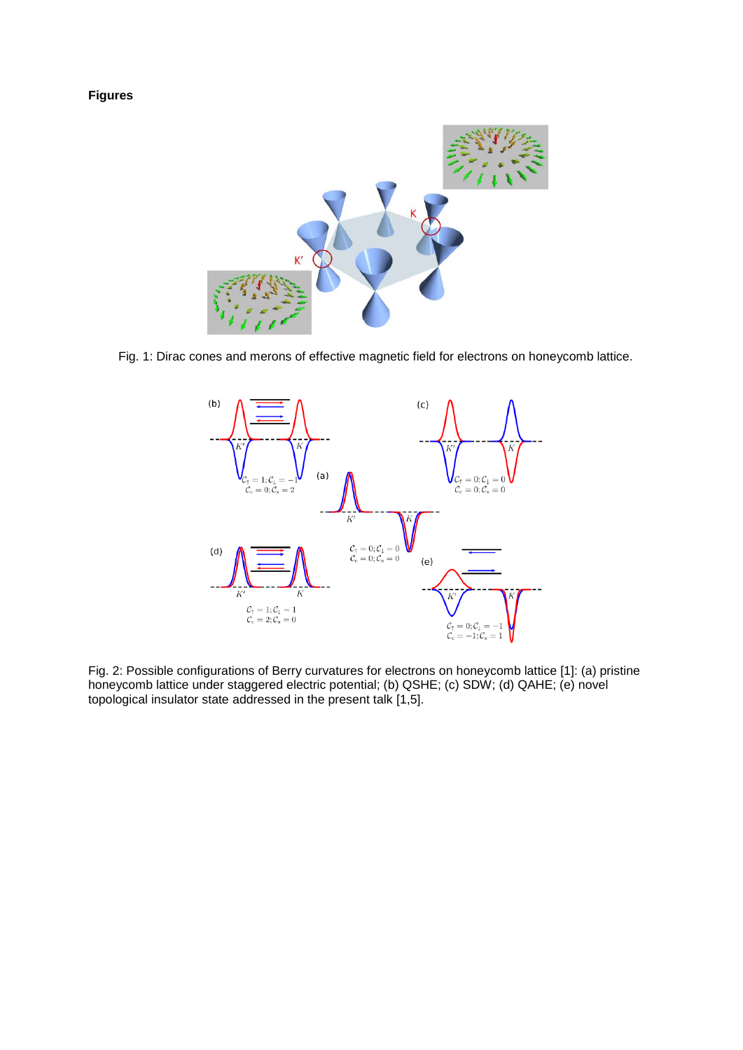**Figures**

K

K'

Fig. 1: Dirac cones and merons of effective magnetic field for electrons on honeycomb lattice.

(b)

$K'$ $K$

$\mathcal{C}_\uparrow = 1; \mathcal{C}_\downarrow = -1$
$\mathcal{C}_c = 0; \mathcal{C}_s = 2$

(c)

$K'$ $K$

$\mathcal{C}_\uparrow = 0; \mathcal{C}_\downarrow = 0$
$\mathcal{C}_c = 0; \mathcal{C}_s = 0$

(a)

$K'$ $K$

$\mathcal{C}_\uparrow = 0; \mathcal{C}_\downarrow = 0$
$\mathcal{C}_c = 0; \mathcal{C}_s = 0$

(d)

$K'$ $K$

$\mathcal{C}_\uparrow = 1; \mathcal{C}_\downarrow = 1$
$\mathcal{C}_c = 2; \mathcal{C}_s = 0$

(e)

$K'$ $K$

$\mathcal{C}_\uparrow = 0; \mathcal{C}_\downarrow = -1$
$\mathcal{C}_c = -1; \mathcal{C}_s = 1$

Fig. 2: Possible configurations of Berry curvatures for electrons on honeycomb lattice [1]: (a) pristine honeycomb lattice under staggered electric potential; (b) QSHE; (c) SDW; (d) QAHE; (e) novel topological insulator state addressed in the present talk [1,5].